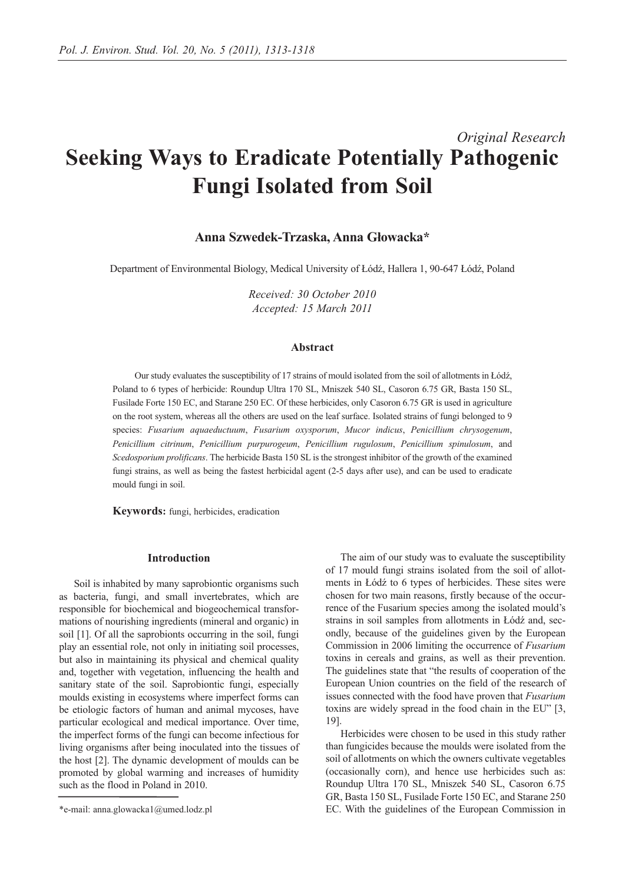*Original Research*

# Seeking Ways to Eradicate Potentially Pathogenic Fungi Isolated from Soil

**Anna Szwedek-Trzaska, Anna Głowacka***

Department of Environmental Biology, Medical University of Łódź, Hallera 1, 90-647 Łódź, Poland

*Received: 30 October 2010*
*Accepted: 15 March 2011*

### Abstract

Our study evaluates the susceptibility of 17 strains of mould isolated from the soil of allotments in Łódź, Poland to 6 types of herbicide: Roundup Ultra 170 SL, Mniszek 540 SL, Casoron 6.75 GR, Basta 150 SL, Fusilade Forte 150 EC, and Starane 250 EC. Of these herbicides, only Casoron 6.75 GR is used in agriculture on the root system, whereas all the others are used on the leaf surface. Isolated strains of fungi belonged to 9 species: *Fusarium aquaeductuum*, *Fusarium oxysporum*, *Mucor indicus*, *Penicillium chrysogenum*, *Penicillium citrinum*, *Penicillium purpurogeum*, *Penicillium rugulosum*, *Penicillium spinulosum*, and *Scedosporium prolificans*. The herbicide Basta 150 SL is the strongest inhibitor of the growth of the examined fungi strains, as well as being the fastest herbicidal agent (2-5 days after use), and can be used to eradicate mould fungi in soil.

**Keywords:** fungi, herbicides, eradication

### Introduction

Soil is inhabited by many saprobiontic organisms such as bacteria, fungi, and small invertebrates, which are responsible for biochemical and biogeochemical transformations of nourishing ingredients (mineral and organic) in soil [1]. Of all the saprobionts occurring in the soil, fungi play an essential role, not only in initiating soil processes, but also in maintaining its physical and chemical quality and, together with vegetation, influencing the health and sanitary state of the soil. Saprobiontic fungi, especially moulds existing in ecosystems where imperfect forms can be etiologic factors of human and animal mycoses, have particular ecological and medical importance. Over time, the imperfect forms of the fungi can become infectious for living organisms after being inoculated into the tissues of the host [2]. The dynamic development of moulds can be promoted by global warming and increases of humidity such as the flood in Poland in 2010.

The aim of our study was to evaluate the susceptibility of 17 mould fungi strains isolated from the soil of allotments in Łódź to 6 types of herbicides. These sites were chosen for two main reasons, firstly because of the occurrence of the Fusarium species among the isolated mould's strains in soil samples from allotments in Łódź and, secondly, because of the guidelines given by the European Commission in 2006 limiting the occurrence of *Fusarium* toxins in cereals and grains, as well as their prevention. The guidelines state that "the results of cooperation of the European Union countries on the field of the research of issues connected with the food have proven that *Fusarium* toxins are widely spread in the food chain in the EU" [3, 19].

Herbicides were chosen to be used in this study rather than fungicides because the moulds were isolated from the soil of allotments on which the owners cultivate vegetables (occasionally corn), and hence use herbicides such as: Roundup Ultra 170 SL, Mniszek 540 SL, Casoron 6.75 GR, Basta 150 SL, Fusilade Forte 150 EC, and Starane 250 EC. With the guidelines of the European Commission in

*e-mail: anna.glowacka1@umed.lodz.pl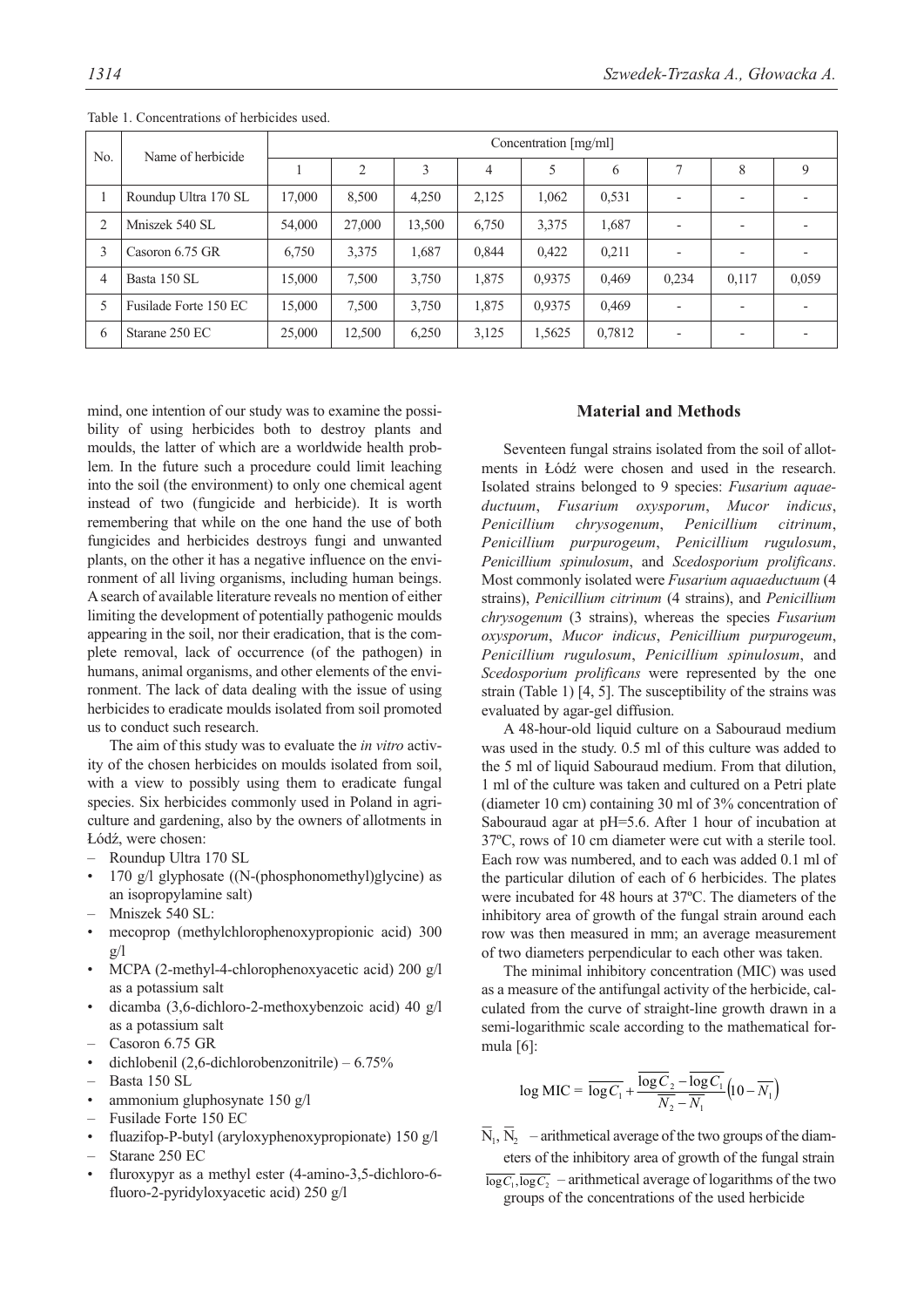Table 1. Concentrations of herbicides used.

| No. | Name of herbicide | Concentration [mg/ml] | | | | | | | | |
|---|---|---|---|---|---|---|---|---|---|---|
| | | 1 | 2 | 3 | 4 | 5 | 6 | 7 | 8 | 9 |
| 1 | Roundup Ultra 170 SL | 17,000 | 8,500 | 4,250 | 2,125 | 1,062 | 0,531 | - | - | - |
| 2 | Mniszek 540 SL | 54,000 | 27,000 | 13,500 | 6,750 | 3,375 | 1,687 | - | - | - |
| 3 | Casoron 6.75 GR | 6,750 | 3,375 | 1,687 | 0,844 | 0,422 | 0,211 | - | - | - |
| 4 | Basta 150 SL | 15,000 | 7,500 | 3,750 | 1,875 | 0,9375 | 0,469 | 0,234 | 0,117 | 0,059 |
| 5 | Fusilade Forte 150 EC | 15,000 | 7,500 | 3,750 | 1,875 | 0,9375 | 0,469 | - | - | - |
| 6 | Starane 250 EC | 25,000 | 12,500 | 6,250 | 3,125 | 1,5625 | 0,7812 | - | - | - |

mind, one intention of our study was to examine the possibility of using herbicides both to destroy plants and moulds, the latter of which are a worldwide health problem. In the future such a procedure could limit leaching into the soil (the environment) to only one chemical agent instead of two (fungicide and herbicide). It is worth remembering that while on the one hand the use of both fungicides and herbicides destroys fungi and unwanted plants, on the other it has a negative influence on the environment of all living organisms, including human beings. A search of available literature reveals no mention of either limiting the development of potentially pathogenic moulds appearing in the soil, nor their eradication, that is the complete removal, lack of occurrence (of the pathogen) in humans, animal organisms, and other elements of the environment. The lack of data dealing with the issue of using herbicides to eradicate moulds isolated from soil promoted us to conduct such research.

The aim of this study was to evaluate the *in vitro* activity of the chosen herbicides on moulds isolated from soil, with a view to possibly using them to eradicate fungal species. Six herbicides commonly used in Poland in agriculture and gardening, also by the owners of allotments in Łódź, were chosen:

– Roundup Ultra 170 SL
• 170 g/l glyphosate ((N-(phosphonomethyl)glycine) as an isopropylamine salt)
– Mniszek 540 SL:
• mecoprop (methylchlorophenoxypropionic acid) 300 g/l
• MCPA (2-methyl-4-chlorophenoxyacetic acid) 200 g/l as a potassium salt
• dicamba (3,6-dichloro-2-methoxybenzoic acid) 40 g/l as a potassium salt
– Casoron 6.75 GR
• dichlobenil (2,6-dichlorobenzonitrile) – 6.75%
– Basta 150 SL
• ammonium gluphosynate 150 g/l
– Fusilade Forte 150 EC
• fluazifop-P-butyl (aryloxyphenoxypropionate) 150 g/l
– Starane 250 EC
• fluroxypyr as a methyl ester (4-amino-3,5-dichloro-6-fluoro-2-pyridyloxyacetic acid) 250 g/l

## Material and Methods

Seventeen fungal strains isolated from the soil of allotments in Łódź were chosen and used in the research. Isolated strains belonged to 9 species: *Fusarium aquaeductuum*, *Fusarium oxysporum*, *Mucor indicus*, *Penicillium chrysogenum*, *Penicillium citrinum*, *Penicillium purpurogeum*, *Penicillium rugulosum*, *Penicillium spinulosum*, and *Scedosporium prolificans*. Most commonly isolated were *Fusarium aquaeductuum* (4 strains), *Penicillium citrinum* (4 strains), and *Penicillium chrysogenum* (3 strains), whereas the species *Fusarium oxysporum*, *Mucor indicus*, *Penicillium purpurogeum*, *Penicillium rugulosum*, *Penicillium spinulosum*, and *Scedosporium prolificans* were represented by the one strain (Table 1) [4, 5]. The susceptibility of the strains was evaluated by agar-gel diffusion.

A 48-hour-old liquid culture on a Sabouraud medium was used in the study. 0.5 ml of this culture was added to the 5 ml of liquid Sabouraud medium. From that dilution, 1 ml of the culture was taken and cultured on a Petri plate (diameter 10 cm) containing 30 ml of 3% concentration of Sabouraud agar at pH=5.6. After 1 hour of incubation at 37ºC, rows of 10 cm diameter were cut with a sterile tool. Each row was numbered, and to each was added 0.1 ml of the particular dilution of each of 6 herbicides. The plates were incubated for 48 hours at 37ºC. The diameters of the inhibitory area of growth of the fungal strain around each row was then measured in mm; an average measurement of two diameters perpendicular to each other was taken.

The minimal inhibitory concentration (MIC) was used as a measure of the antifungal activity of the herbicide, calculated from the curve of straight-line growth drawn in a semi-logarithmic scale according to the mathematical formula [6]:

$$\log \text{MIC} = \overline{\log C_1} + \frac{\overline{\log C_2} - \overline{\log C_1}}{\overline{N_2} - \overline{N_1}}\left(10 - \overline{N_1}\right)$$

$\overline{N}_1, \overline{N}_2$ – arithmetical average of the two groups of the diameters of the inhibitory area of growth of the fungal strain

$\overline{\log C_1}, \overline{\log C_2}$ – arithmetical average of logarithms of the two groups of the concentrations of the used herbicide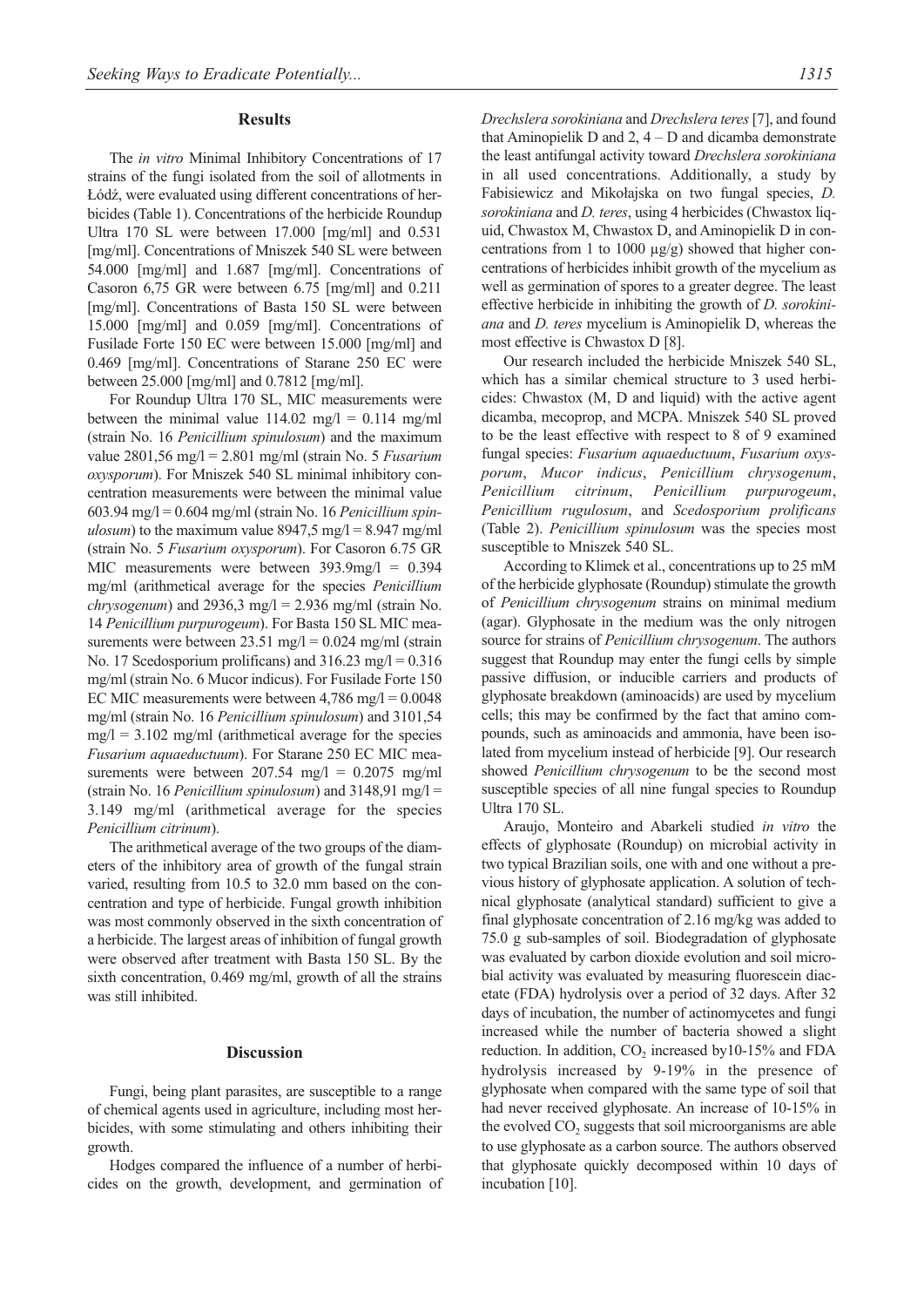## Results

The *in vitro* Minimal Inhibitory Concentrations of 17 strains of the fungi isolated from the soil of allotments in Łódź, were evaluated using different concentrations of herbicides (Table 1). Concentrations of the herbicide Roundup Ultra 170 SL were between 17.000 [mg/ml] and 0.531 [mg/ml]. Concentrations of Mniszek 540 SL were between 54.000 [mg/ml] and 1.687 [mg/ml]. Concentrations of Casoron 6,75 GR were between 6.75 [mg/ml] and 0.211 [mg/ml]. Concentrations of Basta 150 SL were between 15.000 [mg/ml] and 0.059 [mg/ml]. Concentrations of Fusilade Forte 150 EC were between 15.000 [mg/ml] and 0.469 [mg/ml]. Concentrations of Starane 250 EC were between 25.000 [mg/ml] and 0.7812 [mg/ml].

For Roundup Ultra 170 SL, MIC measurements were between the minimal value 114.02 mg/l = 0.114 mg/ml (strain No. 16 *Penicillium spinulosum*) and the maximum value 2801,56 mg/l = 2.801 mg/ml (strain No. 5 *Fusarium oxysporum*). For Mniszek 540 SL minimal inhibitory concentration measurements were between the minimal value 603.94 mg/l = 0.604 mg/ml (strain No. 16 *Penicillium spinulosum*) to the maximum value 8947,5 mg/l = 8.947 mg/ml (strain No. 5 *Fusarium oxysporum*). For Casoron 6.75 GR MIC measurements were between 393.9mg/l = 0.394 mg/ml (arithmetical average for the species *Penicillium chrysogenum*) and 2936,3 mg/l = 2.936 mg/ml (strain No. 14 *Penicillium purpurogeum*). For Basta 150 SL MIC measurements were between 23.51 mg/l = 0.024 mg/ml (strain No. 17 Scedosporium prolificans) and 316.23 mg/l = 0.316 mg/ml (strain No. 6 Mucor indicus). For Fusilade Forte 150 EC MIC measurements were between 4,786 mg/l = 0.0048 mg/ml (strain No. 16 *Penicillium spinulosum*) and 3101,54 mg/l = 3.102 mg/ml (arithmetical average for the species *Fusarium aquaeductuum*). For Starane 250 EC MIC measurements were between 207.54 mg/l = 0.2075 mg/ml (strain No. 16 *Penicillium spinulosum*) and 3148,91 mg/l = 3.149 mg/ml (arithmetical average for the species *Penicillium citrinum*).

The arithmetical average of the two groups of the diameters of the inhibitory area of growth of the fungal strain varied, resulting from 10.5 to 32.0 mm based on the concentration and type of herbicide. Fungal growth inhibition was most commonly observed in the sixth concentration of a herbicide. The largest areas of inhibition of fungal growth were observed after treatment with Basta 150 SL. By the sixth concentration, 0.469 mg/ml, growth of all the strains was still inhibited.

## Discussion

Fungi, being plant parasites, are susceptible to a range of chemical agents used in agriculture, including most herbicides, with some stimulating and others inhibiting their growth.

Hodges compared the influence of a number of herbicides on the growth, development, and germination of *Drechslera sorokiniana* and *Drechslera teres* [7], and found that Aminopielik D and 2, 4 – D and dicamba demonstrate the least antifungal activity toward *Drechslera sorokiniana* in all used concentrations. Additionally, a study by Fabisiewicz and Mikołajska on two fungal species, *D. sorokiniana* and *D. teres*, using 4 herbicides (Chwastox liquid, Chwastox M, Chwastox D, and Aminopielik D in concentrations from 1 to 1000 μg/g) showed that higher concentrations of herbicides inhibit growth of the mycelium as well as germination of spores to a greater degree. The least effective herbicide in inhibiting the growth of *D. sorokiniana* and *D. teres* mycelium is Aminopielik D, whereas the most effective is Chwastox D [8].

Our research included the herbicide Mniszek 540 SL, which has a similar chemical structure to 3 used herbicides: Chwastox (M, D and liquid) with the active agent dicamba, mecoprop, and MCPA. Mniszek 540 SL proved to be the least effective with respect to 8 of 9 examined fungal species: *Fusarium aquaeductuum*, *Fusarium oxysporum*, *Mucor indicus*, *Penicillium chrysogenum*, *Penicillium citrinum*, *Penicillium purpurogeum*, *Penicillium rugulosum*, and *Scedosporium prolificans* (Table 2). *Penicillium spinulosum* was the species most susceptible to Mniszek 540 SL.

According to Klimek et al., concentrations up to 25 mM of the herbicide glyphosate (Roundup) stimulate the growth of *Penicillium chrysogenum* strains on minimal medium (agar). Glyphosate in the medium was the only nitrogen source for strains of *Penicillium chrysogenum*. The authors suggest that Roundup may enter the fungi cells by simple passive diffusion, or inducible carriers and products of glyphosate breakdown (aminoacids) are used by mycelium cells; this may be confirmed by the fact that amino compounds, such as aminoacids and ammonia, have been isolated from mycelium instead of herbicide [9]. Our research showed *Penicillium chrysogenum* to be the second most susceptible species of all nine fungal species to Roundup Ultra 170 SL.

Araujo, Monteiro and Abarkeli studied *in vitro* the effects of glyphosate (Roundup) on microbial activity in two typical Brazilian soils, one with and one without a previous history of glyphosate application. A solution of technical glyphosate (analytical standard) sufficient to give a final glyphosate concentration of 2.16 mg/kg was added to 75.0 g sub-samples of soil. Biodegradation of glyphosate was evaluated by carbon dioxide evolution and soil microbial activity was evaluated by measuring fluorescein diacetate (FDA) hydrolysis over a period of 32 days. After 32 days of incubation, the number of actinomycetes and fungi increased while the number of bacteria showed a slight reduction. In addition, $CO_2$ increased by10-15% and FDA hydrolysis increased by 9-19% in the presence of glyphosate when compared with the same type of soil that had never received glyphosate. An increase of 10-15% in the evolved $CO_2$ suggests that soil microorganisms are able to use glyphosate as a carbon source. The authors observed that glyphosate quickly decomposed within 10 days of incubation [10].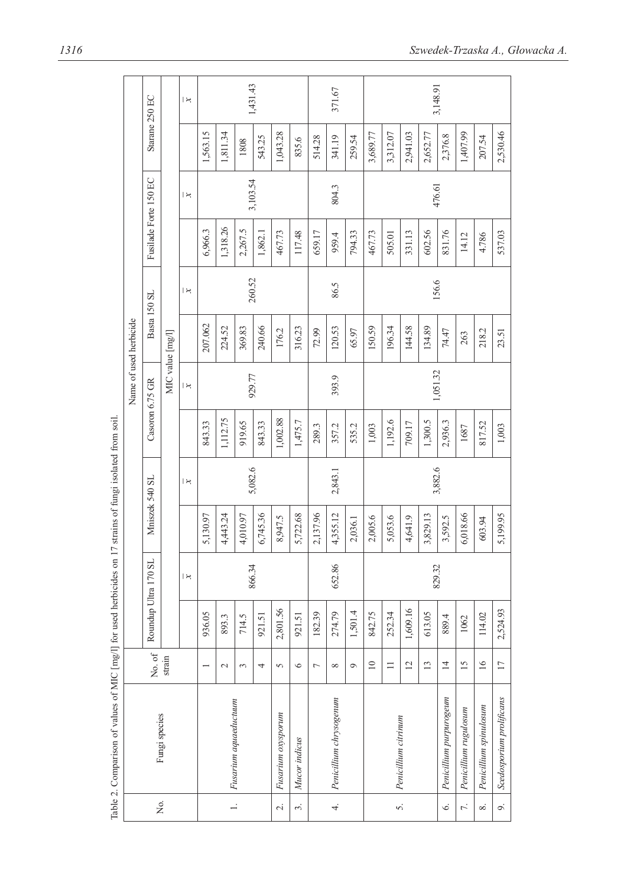Table 2. Comparison of values of MIC [mg/l] for used herbicides on 17 strains of fungi isolated from soil.

| No. | Fungi species | No. of strain | Roundup Ultra 170 SL | | Mniszek 540 SL | | Casoron 6.75 GR | | Basta 150 SL | | Fusilade Forte 150 EC | | Starane 250 EC | |
|---|---|---|---|---|---|---|---|---|---|---|---|---|---|---|
| | | | MIC value [mg/l] | | | | | | | | | | | |
| | | | | $\bar{x}$ | | $\bar{x}$ | | $\bar{x}$ | | $\bar{x}$ | | $\bar{x}$ | | $\bar{x}$ |
| 1. | *Fusarium aquaeductuum* | 1 | 936.05 | 866.34 | 5,130.97 | 5,082.6 | 843.33 | 929.77 | 207.062 | 260.52 | 6,966.3 | 3,103.54 | 1,563.15 | 1,431.43 |
| | | 2 | 893.3 | | 4,443.24 | | 1,112.75 | | 224.52 | | 1,318.26 | | 1,811.34 | |
| | | 3 | 714.5 | | 4,010.97 | | 919.65 | | 369.83 | | 2,267.5 | | 1808 | |
| | | 4 | 921.51 | | 6,745.36 | | 843.33 | | 240.66 | | 1,862.1 | | 543.25 | |
| 2. | *Fusarium oxysporum* | 5 | 2,801.56 | | 8,947.5 | | 1,002.88 | | 176.2 | | 467.73 | | 1,043.28 | |
| 3. | *Mucor indicus* | 6 | 921.51 | | 5,722.68 | | 1,475.7 | | 316.23 | | 117.48 | | 835.6 | |
| 4. | *Penicillium chrysogenum* | 7 | 182.39 | 652.86 | 2,137.96 | 2,843.1 | 289.3 | 393.9 | 72.99 | 86.5 | 659.17 | 804.3 | 514.28 | 371.67 |
| | | 8 | 274.79 | | 4,355.12 | | 357.2 | | 120.53 | | 959.4 | | 341.19 | |
| | | 9 | 1,501.4 | | 2,036.1 | | 535.2 | | 65.97 | | 794.33 | | 259.54 | |
| 5. | *Penicillium citrinum* | 10 | 842.75 | 829.32 | 2,005.6 | 3,882.6 | 1,003 | 1,051.32 | 150.59 | 156.6 | 467.73 | 476.61 | 3,689.77 | 3,148.91 |
| | | 11 | 252.34 | | 5,053.6 | | 1,192.6 | | 196.34 | | 505.01 | | 3,312.07 | |
| | | 12 | 1,609.16 | | 4,641.9 | | 709.17 | | 144.58 | | 331.13 | | 2,941.03 | |
| | | 13 | 613.05 | | 3,829.13 | | 1,300.5 | | 134.89 | | 602.56 | | 2,652.77 | |
| 6. | *Penicillium purpurogeum* | 14 | 889.4 | | 3,592.5 | | 2,936.3 | | 74.47 | | 831.76 | | 2,376.8 | |
| 7. | *Penicillium rugulosum* | 15 | 1062 | | 6,018.66 | | 1687 | | 263 | | 14.12 | | 1,407.99 | |
| 8. | *Penicillium spinulosum* | 16 | 114.02 | | 603.94 | | 817.52 | | 218.2 | | 4.786 | | 207.54 | |
| 9. | *Scedosporium prolificans* | 17 | 2,524.93 | | 5,199.95 | | 1,003 | | 23.51 | | 537.03 | | 2,530.46 | |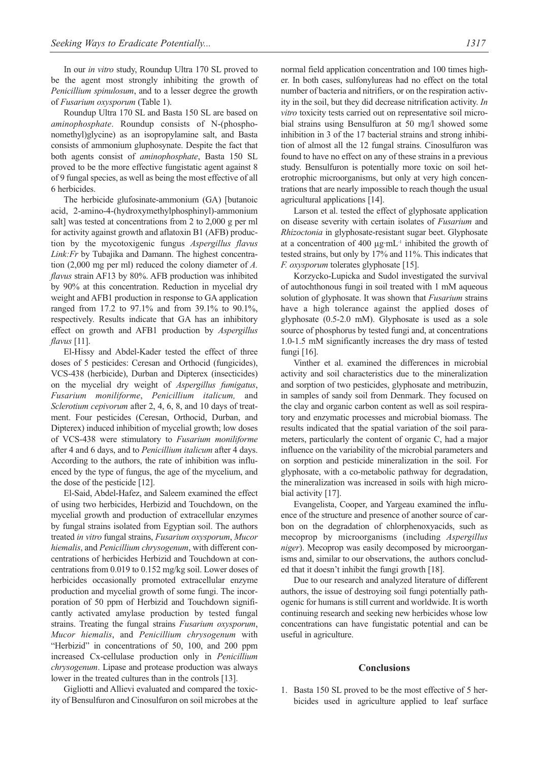In our *in vitro* study, Roundup Ultra 170 SL proved to be the agent most strongly inhibiting the growth of *Penicillium spinulosum*, and to a lesser degree the growth of *Fusarium oxysporum* (Table 1).

Roundup Ultra 170 SL and Basta 150 SL are based on *aminophosphate*. Roundup consists of N-(phosphonomethyl)glycine) as an isopropylamine salt, and Basta consists of ammonium gluphosynate. Despite the fact that both agents consist of *aminophosphate*, Basta 150 SL proved to be the more effective fungistatic agent against 8 of 9 fungal species, as well as being the most effective of all 6 herbicides.

The herbicide glufosinate-ammonium (GA) [butanoic acid, 2-amino-4-(hydroxymethylphosphinyl)-ammonium salt] was tested at concentrations from 2 to 2,000 g per ml for activity against growth and aflatoxin B1 (AFB) production by the mycotoxigenic fungus *Aspergillus flavus Link:Fr* by Tubajika and Damann. The highest concentration (2,000 mg per ml) reduced the colony diameter of *A. flavus* strain AF13 by 80%. AFB production was inhibited by 90% at this concentration. Reduction in mycelial dry weight and AFB1 production in response to GA application ranged from 17.2 to 97.1% and from 39.1% to 90.1%, respectively. Results indicate that GA has an inhibitory effect on growth and AFB1 production by *Aspergillus flavus* [11].

El-Hissy and Abdel-Kader tested the effect of three doses of 5 pesticides: Ceresan and Orthocid (fungicides), VCS-438 (herbicide), Durban and Dipterex (insecticides) on the mycelial dry weight of *Aspergillus fumigatus*, *Fusarium moniliforme*, *Penicillium italicum,* and *Sclerotium cepivorum* after 2, 4, 6, 8, and 10 days of treatment. Four pesticides (Ceresan, Orthocid, Durban, and Dipterex) induced inhibition of mycelial growth; low doses of VCS-438 were stimulatory to *Fusarium moniliforme* after 4 and 6 days, and to *Penicillium italicum* after 4 days. According to the authors, the rate of inhibition was influenced by the type of fungus, the age of the mycelium, and the dose of the pesticide [12].

El-Said, Abdel-Hafez, and Saleem examined the effect of using two herbicides, Herbizid and Touchdown, on the mycelial growth and production of extracellular enzymes by fungal strains isolated from Egyptian soil. The authors treated *in vitro* fungal strains, *Fusarium oxysporum*, *Mucor hiemalis*, and *Penicillium chrysogenum*, with different concentrations of herbicides Herbizid and Touchdown at concentrations from 0.019 to 0.152 mg/kg soil. Lower doses of herbicides occasionally promoted extracellular enzyme production and mycelial growth of some fungi. The incorporation of 50 ppm of Herbizid and Touchdown significantly activated amylase production by tested fungal strains. Treating the fungal strains *Fusarium oxysporum*, *Mucor hiemalis*, and *Penicillium chrysogenum* with "Herbizid" in concentrations of 50, 100, and 200 ppm increased Cx-cellulase production only in *Penicillium chrysogenum*. Lipase and protease production was always lower in the treated cultures than in the controls [13].

Gigliotti and Allievi evaluated and compared the toxicity of Bensulfuron and Cinosulfuron on soil microbes at the normal field application concentration and 100 times higher. In both cases, sulfonylureas had no effect on the total number of bacteria and nitrifiers, or on the respiration activity in the soil, but they did decrease nitrification activity. *In vitro* toxicity tests carried out on representative soil microbial strains using Bensulfuron at 50 mg/l showed some inhibition in 3 of the 17 bacterial strains and strong inhibition of almost all the 12 fungal strains. Cinosulfuron was found to have no effect on any of these strains in a previous study. Bensulfuron is potentially more toxic on soil heterotrophic microorganisms, but only at very high concentrations that are nearly impossible to reach though the usual agricultural applications [14].

Larson et al. tested the effect of glyphosate application on disease severity with certain isolates of *Fusarium* and *Rhizoctonia* in glyphosate-resistant sugar beet. Glyphosate at a concentration of 400 $\mu g \cdot mL^{-1}$ inhibited the growth of tested strains, but only by 17% and 11%. This indicates that *F. oxysporum* tolerates glyphosate [15].

Korzycko-Lupicka and Sudol investigated the survival of autochthonous fungi in soil treated with 1 mM aqueous solution of glyphosate. It was shown that *Fusarium* strains have a high tolerance against the applied doses of glyphosate (0.5-2.0 mM). Glyphosate is used as a sole source of phosphorus by tested fungi and, at concentrations 1.0-1.5 mM significantly increases the dry mass of tested fungi [16].

Vinther et al. examined the differences in microbial activity and soil characteristics due to the mineralization and sorption of two pesticides, glyphosate and metribuzin, in samples of sandy soil from Denmark. They focused on the clay and organic carbon content as well as soil respiratory and enzymatic processes and microbial biomass. The results indicated that the spatial variation of the soil parameters, particularly the content of organic C, had a major influence on the variability of the microbial parameters and on sorption and pesticide mineralization in the soil. For glyphosate, with a co-metabolic pathway for degradation, the mineralization was increased in soils with high microbial activity [17].

Evangelista, Cooper, and Yargeau examined the influence of the structure and presence of another source of carbon on the degradation of chlorphenoxyacids, such as mecoprop by microorganisms (including *Aspergillus niger*). Mecoprop was easily decomposed by microorganisms and, similar to our observations, the authors concluded that it doesn't inhibit the fungi growth [18].

Due to our research and analyzed literature of different authors, the issue of destroying soil fungi potentially pathogenic for humans is still current and worldwide. It is worth continuing research and seeking new herbicides whose low concentrations can have fungistatic potential and can be useful in agriculture.

## Conclusions

1. Basta 150 SL proved to be the most effective of 5 herbicides used in agriculture applied to leaf surface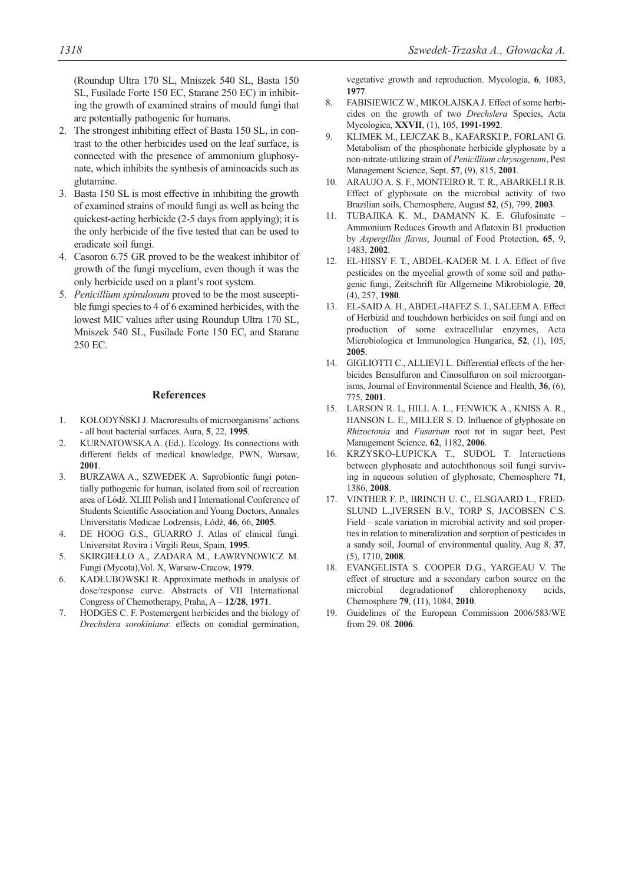(Roundup Ultra 170 SL, Mniszek 540 SL, Basta 150 SL, Fusilade Forte 150 EC, Starane 250 EC) in inhibiting the growth of examined strains of mould fungi that are potentially pathogenic for humans.

2. The strongest inhibiting effect of Basta 150 SL, in contrast to the other herbicides used on the leaf surface, is connected with the presence of ammonium gluphosynate, which inhibits the synthesis of aminoacids such as glutamine.
3. Basta 150 SL is most effective in inhibiting the growth of examined strains of mould fungi as well as being the quickest-acting herbicide (2-5 days from applying); it is the only herbicide of the five tested that can be used to eradicate soil fungi.
4. Casoron 6.75 GR proved to be the weakest inhibitor of growth of the fungi mycelium, even though it was the only herbicide used on a plant's root system.
5. *Penicillium spinulosum* proved to be the most susceptible fungi species to 4 of 6 examined herbicides, with the lowest MIC values after using Roundup Ultra 170 SL, Mniszek 540 SL, Fusilade Forte 150 EC, and Starane 250 EC.

## References

1. KOŁODYŃSKI J. Macroresults of microorganisms' actions - all bout bacterial surfaces. Aura, **5**, 22, **1995**.
2. KURNATOWSKA A. (Ed.). Ecology. Its connections with different fields of medical knowledge, PWN, Warsaw, **2001**.
3. BURZAWA A., SZWEDEK A. Saprobiontic fungi potentially pathogenic for human, isolated from soil of recreation area of Łódź. XLIII Polish and I International Conference of Students Scientific Association and Young Doctors, Annales Universitatis Medicae Lodzensis, Łódź, **46**, 66, **2005**.
4. DE HOOG G.S., GUARRO J. Atlas of clinical fungi. Universitat Rovira i Virgili Reus, Spain, **1995**.
5. SKIRGIEŁŁO A., ZADARA M., ŁAWRYNOWICZ M. Fungi (Mycota),Vol. X, Warsaw-Cracow, **1979**.
6. KADŁUBOWSKI R. Approximate methods in analysis of dose/response curve. Abstracts of VII International Congress of Chemotherapy, Praha, A – **12/28**, **1971**.
7. HODGES C. F. Postemergent herbicides and the biology of *Drechslera sorokiniana*: effects on conidial germination, vegetative growth and reproduction. Mycologia, **6**, 1083, **1977**.
8. FABISIEWICZ W., MIKOŁAJSKA J. Effect of some herbicides on the growth of two *Drechslera* Species, Acta Mycologica, **XXVII**, (1), 105, **1991-1992**.
9. KLIMEK M., LEJCZAK B., KAFARSKI P., FORLANI G. Metabolism of the phosphonate herbicide glyphosate by a non-nitrate-utilizing strain of *Penicillium chrysogenum*, Pest Management Science, Sept. **57**, (9), 815, **2001**.
10. ARAUJO A. S. F., MONTEIRO R. T. R., ABARKELI R.B. Effect of glyphosate on the microbial activity of two Brazilian soils, Chemosphere, August **52**, (5), 799, **2003**.
11. TUBAJIKA K. M., DAMANN K. E. Glufosinate – Ammonium Reduces Growth and Aflatoxin B1 production by *Aspergillus flavus*, Journal of Food Protection, **65**, 9, 1483, **2002**.
12. EL-HISSY F. T., ABDEL-KADER M. I. A. Effect of five pesticides on the mycelial growth of some soil and pathogenic fungi, Zeitschrift für Allgemeine Mikrobiologie, **20**, (4), 257, **1980**.
13. EL-SAID A. H., ABDEL-HAFEZ S. I., SALEEM A. Effect of Herbizid and touchdown herbicides on soil fungi and on production of some extracellular enzymes, Acta Microbiologica et Immunologica Hungarica, **52**, (1), 105, **2005**.
14. GIGLIOTTI C., ALLIEVI L. Differential effects of the herbicides Bensulfuron and Cinosulfuron on soil microorganisms, Journal of Environmental Science and Health, **36**, (6), 775, **2001**.
15. LARSON R. L, HILL A. L., FENWICK A., KNISS A. R., HANSON L. E., MILLER S. D. Influence of glyphosate on *Rhizoctonia* and *Fusarium* root rot in sugar beet, Pest Management Science, **62**, 1182, **2006**.
16. KRZYSKO-LUPICKA T., SUDOL T. Interactions between glyphosate and autochthonous soil fungi surviving in aqueous solution of glyphosate, Chemosphere **71**, 1386, **2008**.
17. VINTHER F. P., BRINCH U. C., ELSGAARD L., FREDSLUND L.,IVERSEN B.V., TORP S, JACOBSEN C.S. Field – scale variation in microbial activity and soil properties in relation to mineralization and sorption of pesticides in a sandy soil, Journal of environmental quality, Aug 8, **37**, (5), 1710, **2008**.
18. EVANGELISTA S. COOPER D.G., YARGEAU V. The effect of structure and a secondary carbon source on the microbial degradationof chlorophenoxy acids, Chemosphere **79**, (11), 1084, **2010**.
19. Guidelines of the European Commission 2006/583/WE from 29. 08. **2006**.